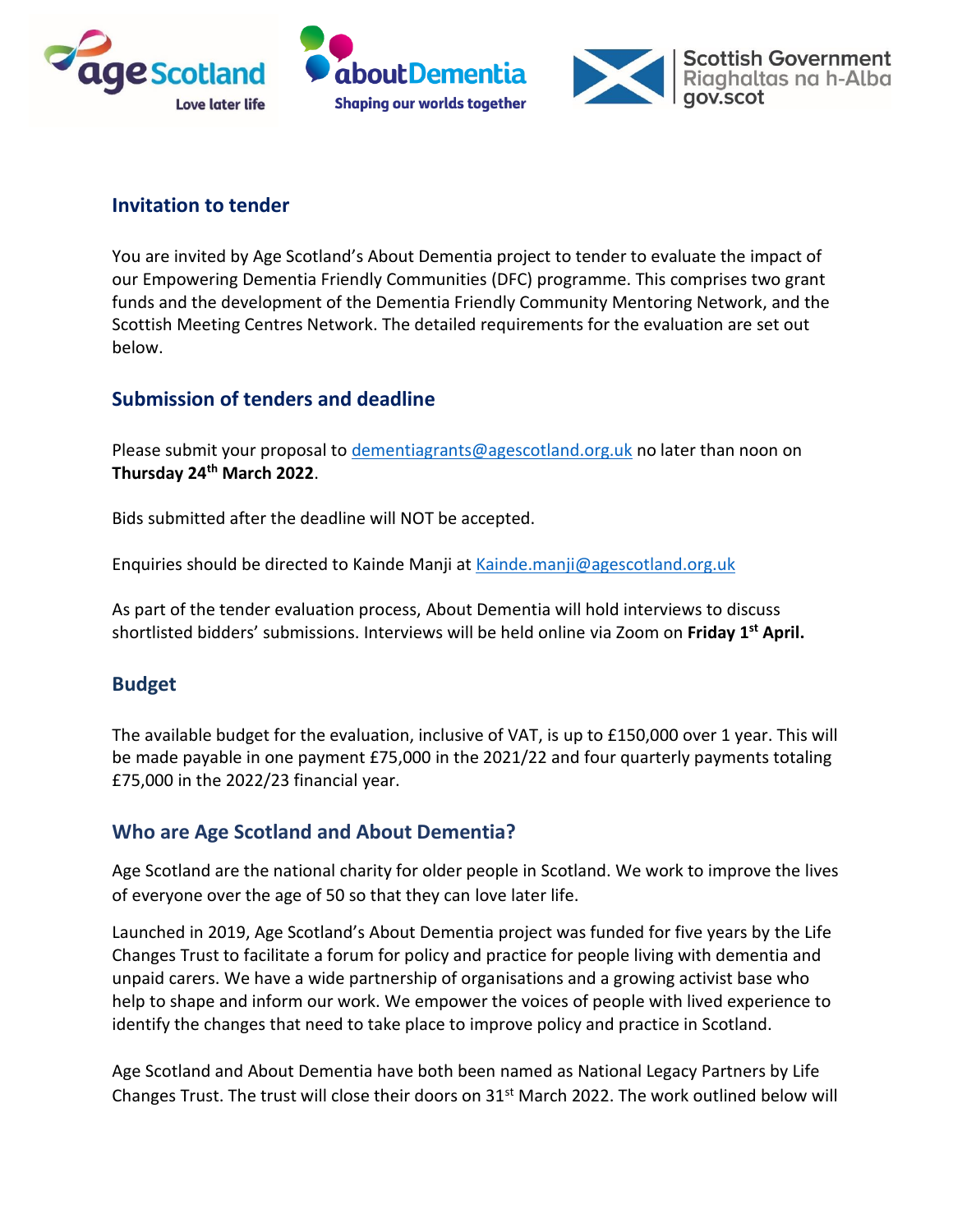## Invitation to tender

You are invited by Age Scotland's About Dementia project to tender to evaluate the impact of our Empowering Dementia Friendly Communities (DFC) programme. This comprises two grant funds and the development of the Dementia Friendly Community Mentoring Network, and the Scottish Meeting Centres Network. The detailed requirements for the evaluation are set out below.

## Submission of tenders and deadline

Please submit your proposal to dementiagrants@agescotland.org.uk no later than noon on **Thursday 24th March 2022**.

Bids submitted after the deadline will NOT be accepted.

Enquiries should be directed to Kainde Manji at Kainde.manji@agescotland.org.uk

As part of the tender evaluation process, About Dementia will hold interviews to discuss shortlisted bidders' submissions. Interviews will be held online via Zoom on **Friday 1st April.**

## Budget

The available budget for the evaluation, inclusive of VAT, is up to £150,000 over 1 year. This will be made payable in one payment £75,000 in the 2021/22 and four quarterly payments totaling £75,000 in the 2022/23 financial year.

## Who are Age Scotland and About Dementia?

Age Scotland are the national charity for older people in Scotland. We work to improve the lives of everyone over the age of 50 so that they can love later life.

Launched in 2019, Age Scotland's About Dementia project was funded for five years by the Life Changes Trust to facilitate a forum for policy and practice for people living with dementia and unpaid carers. We have a wide partnership of organisations and a growing activist base who help to shape and inform our work. We empower the voices of people with lived experience to identify the changes that need to take place to improve policy and practice in Scotland.

Age Scotland and About Dementia have both been named as National Legacy Partners by Life Changes Trust. The trust will close their doors on 31st March 2022. The work outlined below will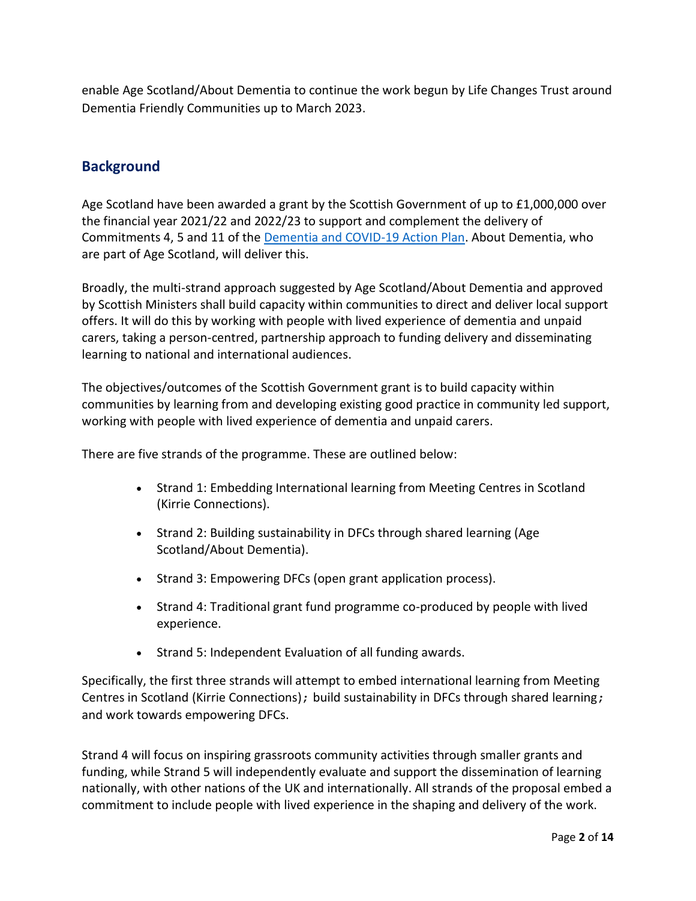enable Age Scotland/About Dementia to continue the work begun by Life Changes Trust around Dementia Friendly Communities up to March 2023.

## Background

Age Scotland have been awarded a grant by the Scottish Government of up to £1,000,000 over the financial year 2021/22 and 2022/23 to support and complement the delivery of Commitments 4, 5 and 11 of the [Dementia and COVID-19 Action Plan](). About Dementia, who are part of Age Scotland, will deliver this.

Broadly, the multi-strand approach suggested by Age Scotland/About Dementia and approved by Scottish Ministers shall build capacity within communities to direct and deliver local support offers. It will do this by working with people with lived experience of dementia and unpaid carers, taking a person-centred, partnership approach to funding delivery and disseminating learning to national and international audiences.

The objectives/outcomes of the Scottish Government grant is to build capacity within communities by learning from and developing existing good practice in community led support, working with people with lived experience of dementia and unpaid carers.

There are five strands of the programme. These are outlined below:

- Strand 1: Embedding International learning from Meeting Centres in Scotland (Kirrie Connections).
- Strand 2: Building sustainability in DFCs through shared learning (Age Scotland/About Dementia).
- Strand 3: Empowering DFCs (open grant application process).
- Strand 4: Traditional grant fund programme co-produced by people with lived experience.
- Strand 5: Independent Evaluation of all funding awards.

Specifically, the first three strands will attempt to embed international learning from Meeting Centres in Scotland (Kirrie Connections); build sustainability in DFCs through shared learning; and work towards empowering DFCs.

Strand 4 will focus on inspiring grassroots community activities through smaller grants and funding, while Strand 5 will independently evaluate and support the dissemination of learning nationally, with other nations of the UK and internationally. All strands of the proposal embed a commitment to include people with lived experience in the shaping and delivery of the work.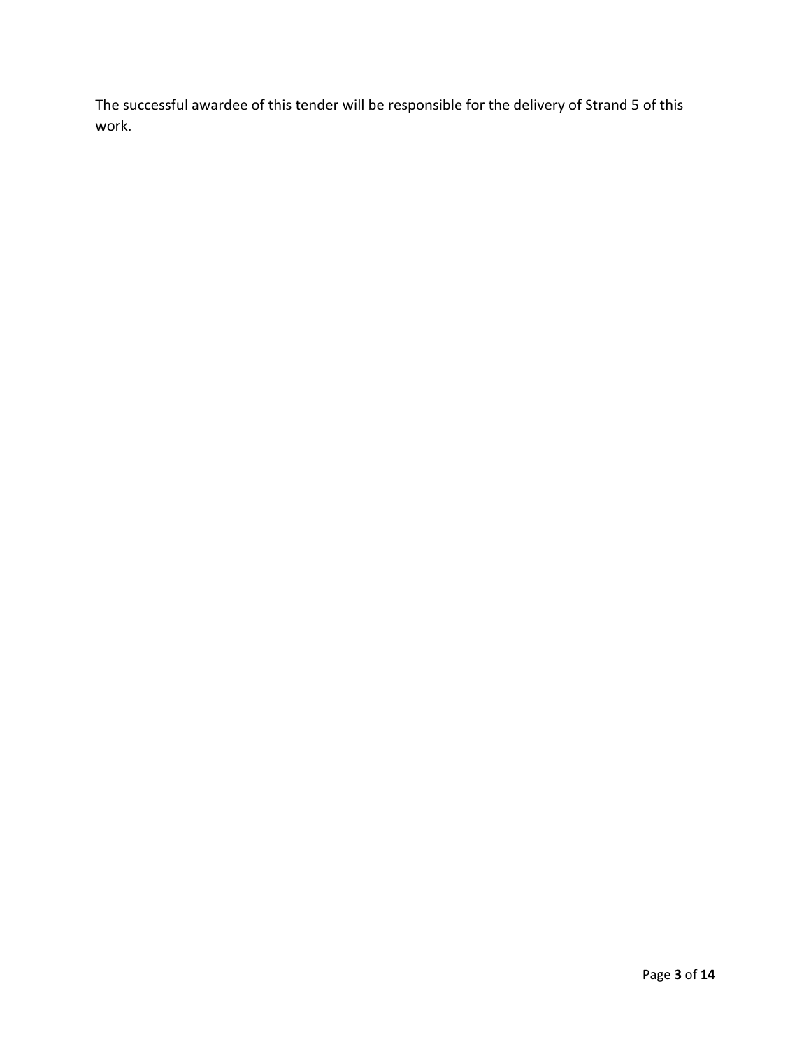The successful awardee of this tender will be responsible for the delivery of Strand 5 of this work.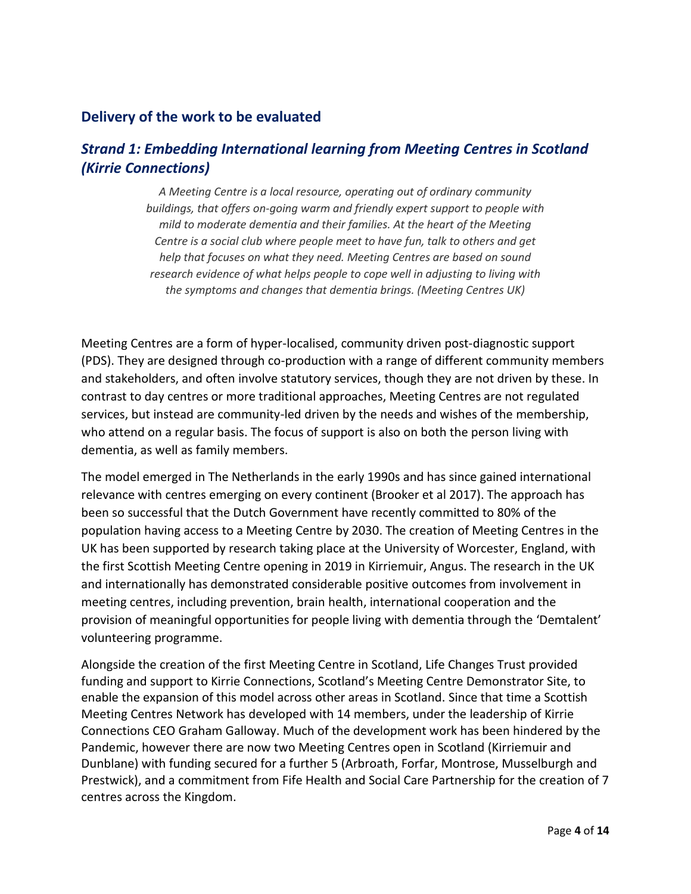## Delivery of the work to be evaluated

### *Strand 1: Embedding International learning from Meeting Centres in Scotland (Kirrie Connections)*

> *A Meeting Centre is a local resource, operating out of ordinary community buildings, that offers on-going warm and friendly expert support to people with mild to moderate dementia and their families. At the heart of the Meeting Centre is a social club where people meet to have fun, talk to others and get help that focuses on what they need. Meeting Centres are based on sound research evidence of what helps people to cope well in adjusting to living with the symptoms and changes that dementia brings. (Meeting Centres UK)*

Meeting Centres are a form of hyper-localised, community driven post-diagnostic support (PDS). They are designed through co-production with a range of different community members and stakeholders, and often involve statutory services, though they are not driven by these. In contrast to day centres or more traditional approaches, Meeting Centres are not regulated services, but instead are community-led driven by the needs and wishes of the membership, who attend on a regular basis. The focus of support is also on both the person living with dementia, as well as family members.

The model emerged in The Netherlands in the early 1990s and has since gained international relevance with centres emerging on every continent (Brooker et al 2017). The approach has been so successful that the Dutch Government have recently committed to 80% of the population having access to a Meeting Centre by 2030. The creation of Meeting Centres in the UK has been supported by research taking place at the University of Worcester, England, with the first Scottish Meeting Centre opening in 2019 in Kirriemuir, Angus. The research in the UK and internationally has demonstrated considerable positive outcomes from involvement in meeting centres, including prevention, brain health, international cooperation and the provision of meaningful opportunities for people living with dementia through the 'Demtalent' volunteering programme.

Alongside the creation of the first Meeting Centre in Scotland, Life Changes Trust provided funding and support to Kirrie Connections, Scotland's Meeting Centre Demonstrator Site, to enable the expansion of this model across other areas in Scotland. Since that time a Scottish Meeting Centres Network has developed with 14 members, under the leadership of Kirrie Connections CEO Graham Galloway. Much of the development work has been hindered by the Pandemic, however there are now two Meeting Centres open in Scotland (Kirriemuir and Dunblane) with funding secured for a further 5 (Arbroath, Forfar, Montrose, Musselburgh and Prestwick), and a commitment from Fife Health and Social Care Partnership for the creation of 7 centres across the Kingdom.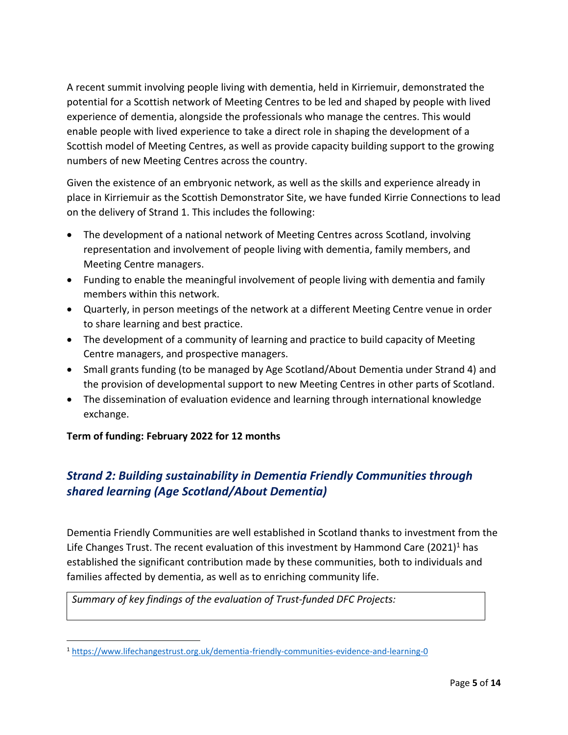A recent summit involving people living with dementia, held in Kirriemuir, demonstrated the potential for a Scottish network of Meeting Centres to be led and shaped by people with lived experience of dementia, alongside the professionals who manage the centres. This would enable people with lived experience to take a direct role in shaping the development of a Scottish model of Meeting Centres, as well as provide capacity building support to the growing numbers of new Meeting Centres across the country.

Given the existence of an embryonic network, as well as the skills and experience already in place in Kirriemuir as the Scottish Demonstrator Site, we have funded Kirrie Connections to lead on the delivery of Strand 1. This includes the following:

- The development of a national network of Meeting Centres across Scotland, involving representation and involvement of people living with dementia, family members, and Meeting Centre managers.
- Funding to enable the meaningful involvement of people living with dementia and family members within this network.
- Quarterly, in person meetings of the network at a different Meeting Centre venue in order to share learning and best practice.
- The development of a community of learning and practice to build capacity of Meeting Centre managers, and prospective managers.
- Small grants funding (to be managed by Age Scotland/About Dementia under Strand 4) and the provision of developmental support to new Meeting Centres in other parts of Scotland.
- The dissemination of evaluation evidence and learning through international knowledge exchange.

**Term of funding: February 2022 for 12 months**

## *Strand 2: Building sustainability in Dementia Friendly Communities through shared learning (Age Scotland/About Dementia)*

Dementia Friendly Communities are well established in Scotland thanks to investment from the Life Changes Trust. The recent evaluation of this investment by Hammond Care (2021)[1] has established the significant contribution made by these communities, both to individuals and families affected by dementia, as well as to enriching community life.

| *Summary of key findings of the evaluation of Trust-funded DFC Projects:* |
|---|
| |

[1] https://www.lifechangestrust.org.uk/dementia-friendly-communities-evidence-and-learning-0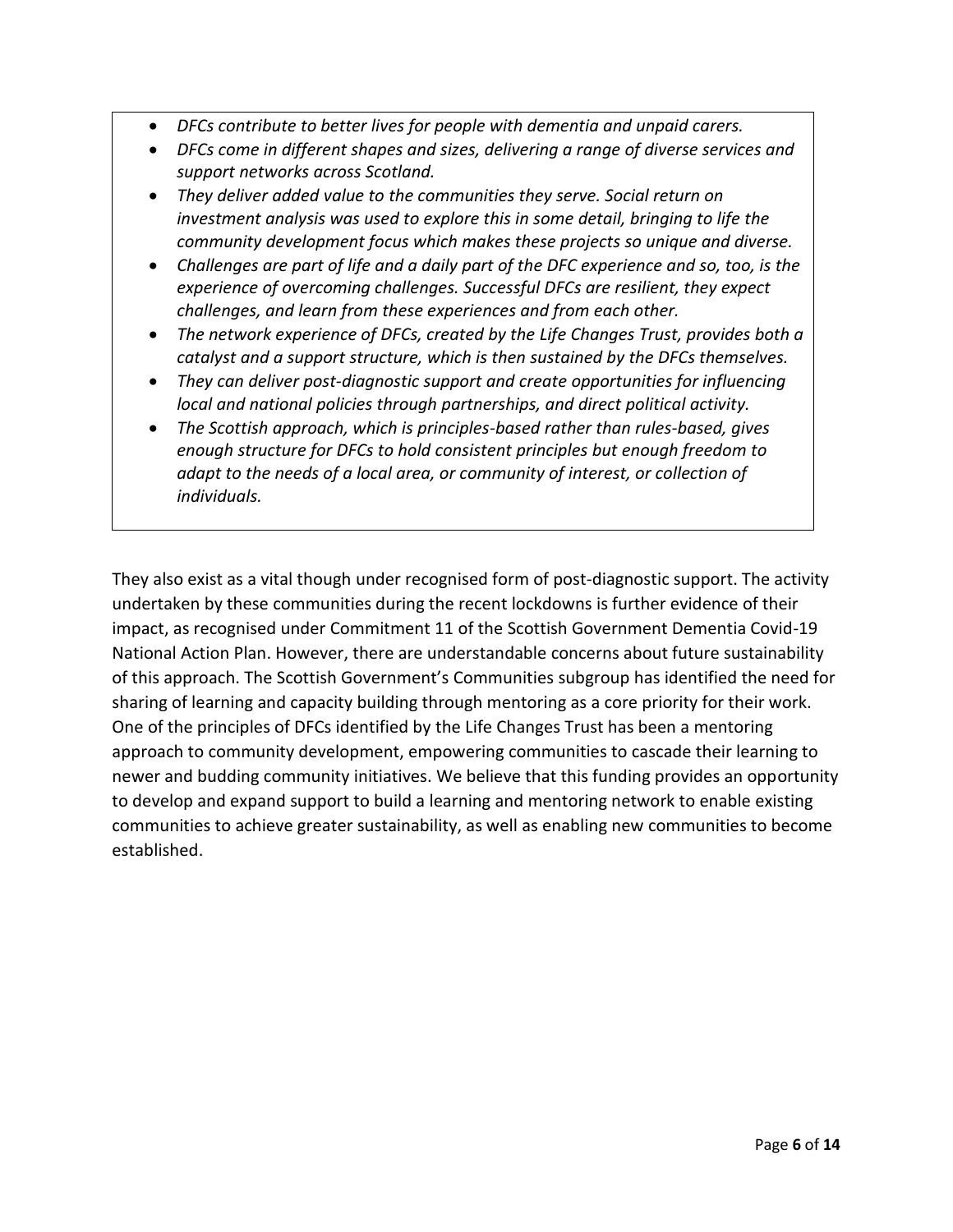- *DFCs contribute to better lives for people with dementia and unpaid carers.*
- *DFCs come in different shapes and sizes, delivering a range of diverse services and support networks across Scotland.*
- *They deliver added value to the communities they serve. Social return on investment analysis was used to explore this in some detail, bringing to life the community development focus which makes these projects so unique and diverse.*
- *Challenges are part of life and a daily part of the DFC experience and so, too, is the experience of overcoming challenges. Successful DFCs are resilient, they expect challenges, and learn from these experiences and from each other.*
- *The network experience of DFCs, created by the Life Changes Trust, provides both a catalyst and a support structure, which is then sustained by the DFCs themselves.*
- *They can deliver post-diagnostic support and create opportunities for influencing local and national policies through partnerships, and direct political activity.*
- *The Scottish approach, which is principles-based rather than rules-based, gives enough structure for DFCs to hold consistent principles but enough freedom to adapt to the needs of a local area, or community of interest, or collection of individuals.*

They also exist as a vital though under recognised form of post-diagnostic support. The activity undertaken by these communities during the recent lockdowns is further evidence of their impact, as recognised under Commitment 11 of the Scottish Government Dementia Covid-19 National Action Plan. However, there are understandable concerns about future sustainability of this approach. The Scottish Government's Communities subgroup has identified the need for sharing of learning and capacity building through mentoring as a core priority for their work. One of the principles of DFCs identified by the Life Changes Trust has been a mentoring approach to community development, empowering communities to cascade their learning to newer and budding community initiatives. We believe that this funding provides an opportunity to develop and expand support to build a learning and mentoring network to enable existing communities to achieve greater sustainability, as well as enabling new communities to become established.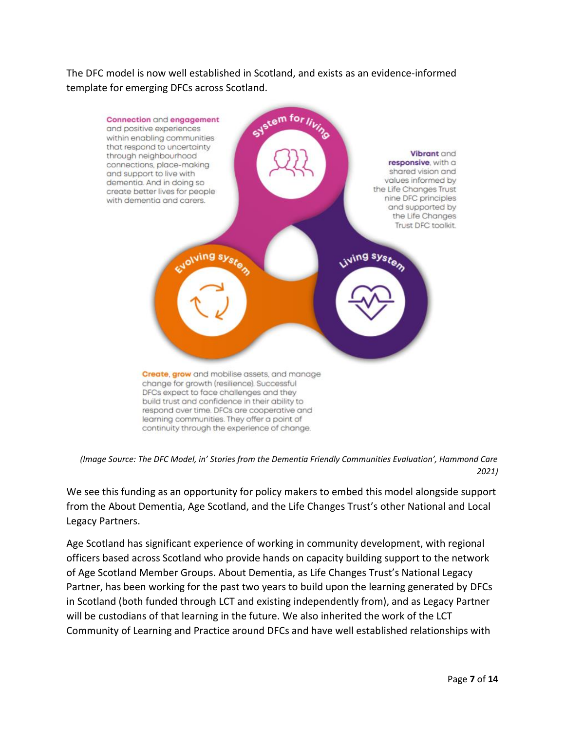The DFC model is now well established in Scotland, and exists as an evidence-informed template for emerging DFCs across Scotland.

**System for living**

**Connection** and **engagement** and positive experiences within enabling communities that respond to uncertainty through neighbourhood connections, place-making and support to live with dementia. And in doing so create better lives for people with dementia and carers.

**Living system**

**Vibrant** and **responsive**, with a shared vision and values informed by the Life Changes Trust nine DFC principles and supported by the Life Changes Trust DFC toolkit.

**Evolving system**

**Create**, **grow** and mobilise assets, and manage change for growth (resilience). Successful DFCs expect to face challenges and they build trust and confidence in their ability to respond over time. DFCs are cooperative and learning communities. They offer a point of continuity through the experience of change.

*(Image Source: The DFC Model, in' Stories from the Dementia Friendly Communities Evaluation', Hammond Care 2021)*

We see this funding as an opportunity for policy makers to embed this model alongside support from the About Dementia, Age Scotland, and the Life Changes Trust's other National and Local Legacy Partners.

Age Scotland has significant experience of working in community development, with regional officers based across Scotland who provide hands on capacity building support to the network of Age Scotland Member Groups. About Dementia, as Life Changes Trust's National Legacy Partner, has been working for the past two years to build upon the learning generated by DFCs in Scotland (both funded through LCT and existing independently from), and as Legacy Partner will be custodians of that learning in the future. We also inherited the work of the LCT Community of Learning and Practice around DFCs and have well established relationships with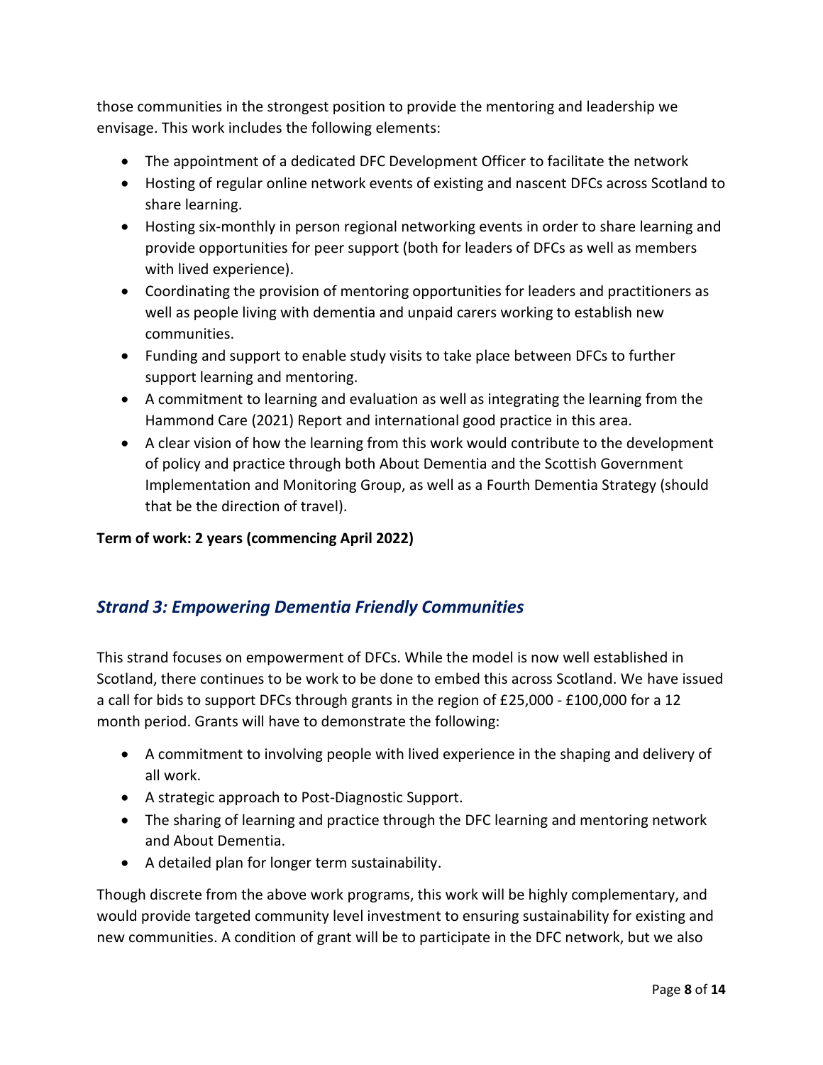those communities in the strongest position to provide the mentoring and leadership we envisage. This work includes the following elements:

- The appointment of a dedicated DFC Development Officer to facilitate the network
- Hosting of regular online network events of existing and nascent DFCs across Scotland to share learning.
- Hosting six-monthly in person regional networking events in order to share learning and provide opportunities for peer support (both for leaders of DFCs as well as members with lived experience).
- Coordinating the provision of mentoring opportunities for leaders and practitioners as well as people living with dementia and unpaid carers working to establish new communities.
- Funding and support to enable study visits to take place between DFCs to further support learning and mentoring.
- A commitment to learning and evaluation as well as integrating the learning from the Hammond Care (2021) Report and international good practice in this area.
- A clear vision of how the learning from this work would contribute to the development of policy and practice through both About Dementia and the Scottish Government Implementation and Monitoring Group, as well as a Fourth Dementia Strategy (should that be the direction of travel).

**Term of work: 2 years (commencing April 2022)**

## *Strand 3: Empowering Dementia Friendly Communities*

This strand focuses on empowerment of DFCs. While the model is now well established in Scotland, there continues to be work to be done to embed this across Scotland. We have issued a call for bids to support DFCs through grants in the region of £25,000 - £100,000 for a 12 month period. Grants will have to demonstrate the following:

- A commitment to involving people with lived experience in the shaping and delivery of all work.
- A strategic approach to Post-Diagnostic Support.
- The sharing of learning and practice through the DFC learning and mentoring network and About Dementia.
- A detailed plan for longer term sustainability.

Though discrete from the above work programs, this work will be highly complementary, and would provide targeted community level investment to ensuring sustainability for existing and new communities. A condition of grant will be to participate in the DFC network, but we also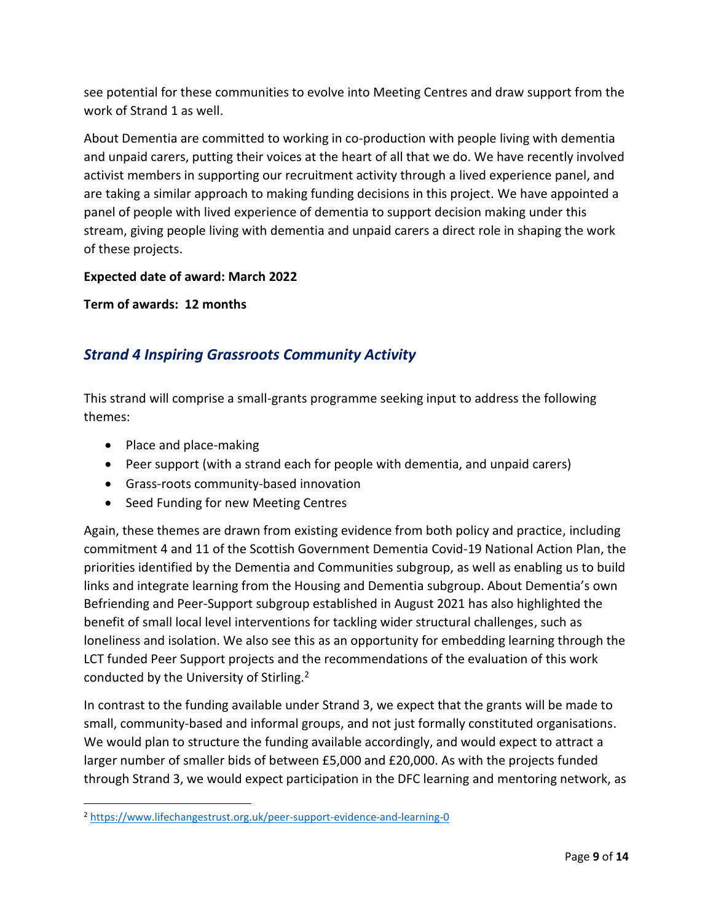see potential for these communities to evolve into Meeting Centres and draw support from the work of Strand 1 as well.

About Dementia are committed to working in co-production with people living with dementia and unpaid carers, putting their voices at the heart of all that we do. We have recently involved activist members in supporting our recruitment activity through a lived experience panel, and are taking a similar approach to making funding decisions in this project. We have appointed a panel of people with lived experience of dementia to support decision making under this stream, giving people living with dementia and unpaid carers a direct role in shaping the work of these projects.

**Expected date of award: March 2022**

**Term of awards: 12 months**

## *Strand 4 Inspiring Grassroots Community Activity*

This strand will comprise a small-grants programme seeking input to address the following themes:

- Place and place-making
- Peer support (with a strand each for people with dementia, and unpaid carers)
- Grass-roots community-based innovation
- Seed Funding for new Meeting Centres

Again, these themes are drawn from existing evidence from both policy and practice, including commitment 4 and 11 of the Scottish Government Dementia Covid-19 National Action Plan, the priorities identified by the Dementia and Communities subgroup, as well as enabling us to build links and integrate learning from the Housing and Dementia subgroup. About Dementia's own Befriending and Peer-Support subgroup established in August 2021 has also highlighted the benefit of small local level interventions for tackling wider structural challenges, such as loneliness and isolation. We also see this as an opportunity for embedding learning through the LCT funded Peer Support projects and the recommendations of the evaluation of this work conducted by the University of Stirling.[2]

In contrast to the funding available under Strand 3, we expect that the grants will be made to small, community-based and informal groups, and not just formally constituted organisations. We would plan to structure the funding available accordingly, and would expect to attract a larger number of smaller bids of between £5,000 and £20,000. As with the projects funded through Strand 3, we would expect participation in the DFC learning and mentoring network, as

[2] https://www.lifechangestrust.org.uk/peer-support-evidence-and-learning-0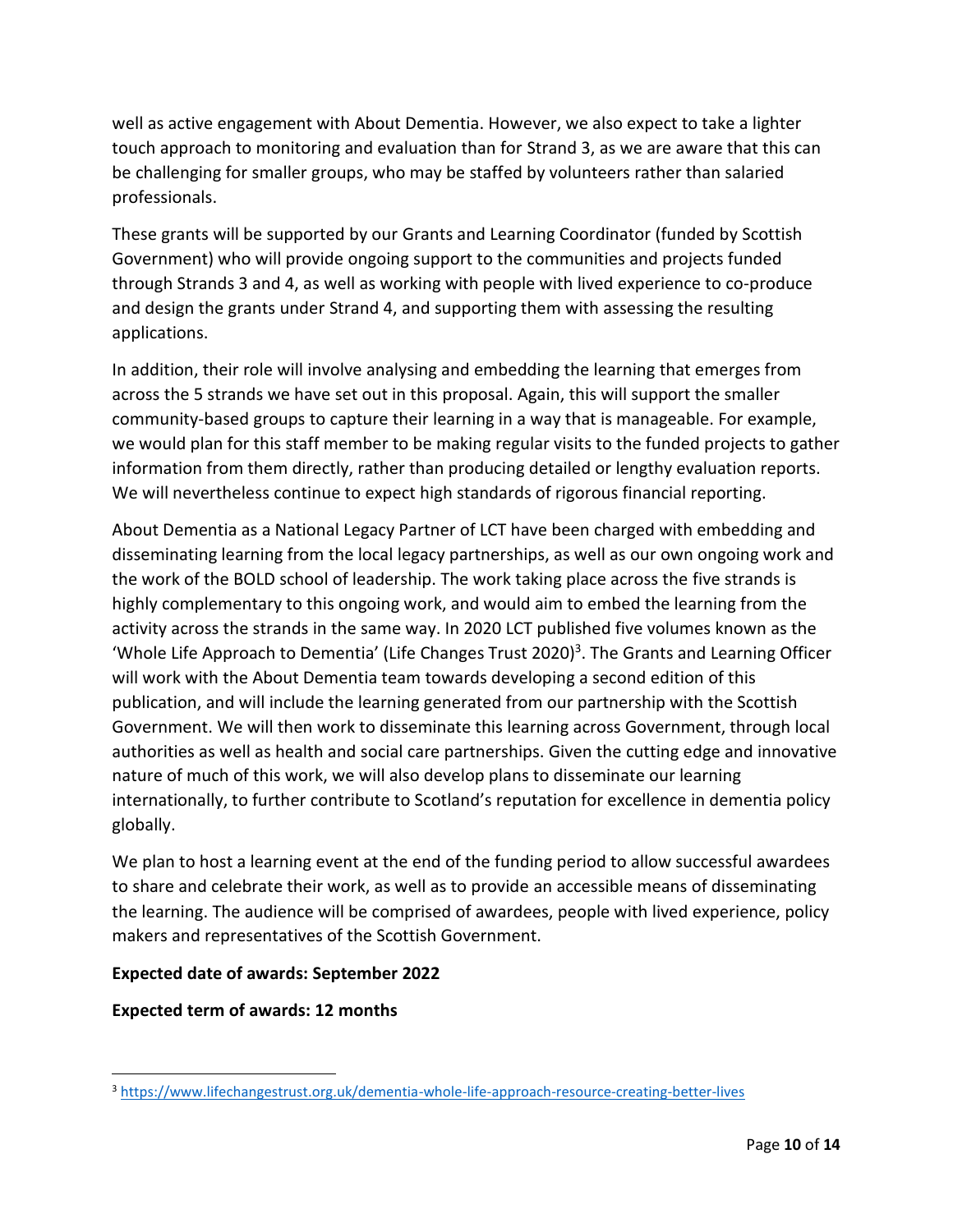well as active engagement with About Dementia. However, we also expect to take a lighter touch approach to monitoring and evaluation than for Strand 3, as we are aware that this can be challenging for smaller groups, who may be staffed by volunteers rather than salaried professionals.

These grants will be supported by our Grants and Learning Coordinator (funded by Scottish Government) who will provide ongoing support to the communities and projects funded through Strands 3 and 4, as well as working with people with lived experience to co-produce and design the grants under Strand 4, and supporting them with assessing the resulting applications.

In addition, their role will involve analysing and embedding the learning that emerges from across the 5 strands we have set out in this proposal. Again, this will support the smaller community-based groups to capture their learning in a way that is manageable. For example, we would plan for this staff member to be making regular visits to the funded projects to gather information from them directly, rather than producing detailed or lengthy evaluation reports. We will nevertheless continue to expect high standards of rigorous financial reporting.

About Dementia as a National Legacy Partner of LCT have been charged with embedding and disseminating learning from the local legacy partnerships, as well as our own ongoing work and the work of the BOLD school of leadership. The work taking place across the five strands is highly complementary to this ongoing work, and would aim to embed the learning from the activity across the strands in the same way. In 2020 LCT published five volumes known as the 'Whole Life Approach to Dementia' (Life Changes Trust 2020)[3]. The Grants and Learning Officer will work with the About Dementia team towards developing a second edition of this publication, and will include the learning generated from our partnership with the Scottish Government. We will then work to disseminate this learning across Government, through local authorities as well as health and social care partnerships. Given the cutting edge and innovative nature of much of this work, we will also develop plans to disseminate our learning internationally, to further contribute to Scotland's reputation for excellence in dementia policy globally.

We plan to host a learning event at the end of the funding period to allow successful awardees to share and celebrate their work, as well as to provide an accessible means of disseminating the learning. The audience will be comprised of awardees, people with lived experience, policy makers and representatives of the Scottish Government.

**Expected date of awards: September 2022**

**Expected term of awards: 12 months**

---

[3] https://www.lifechangestrust.org.uk/dementia-whole-life-approach-resource-creating-better-lives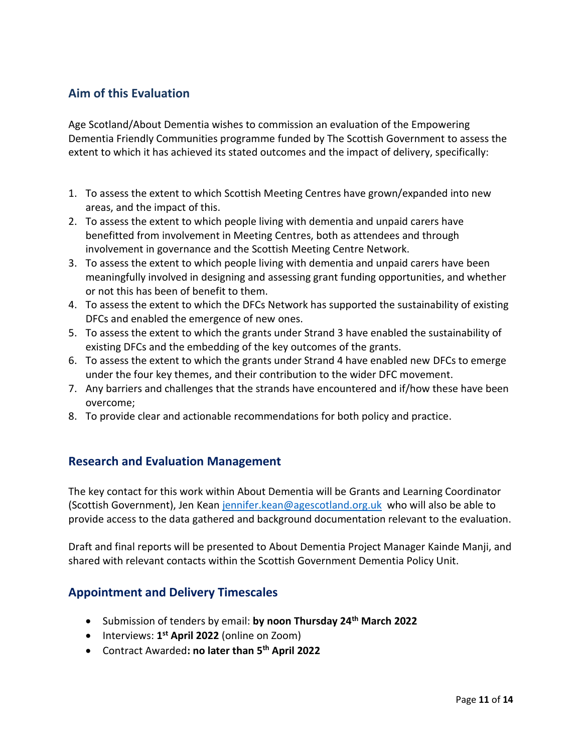## Aim of this Evaluation

Age Scotland/About Dementia wishes to commission an evaluation of the Empowering Dementia Friendly Communities programme funded by The Scottish Government to assess the extent to which it has achieved its stated outcomes and the impact of delivery, specifically:

1. To assess the extent to which Scottish Meeting Centres have grown/expanded into new areas, and the impact of this.
2. To assess the extent to which people living with dementia and unpaid carers have benefitted from involvement in Meeting Centres, both as attendees and through involvement in governance and the Scottish Meeting Centre Network.
3. To assess the extent to which people living with dementia and unpaid carers have been meaningfully involved in designing and assessing grant funding opportunities, and whether or not this has been of benefit to them.
4. To assess the extent to which the DFCs Network has supported the sustainability of existing DFCs and enabled the emergence of new ones.
5. To assess the extent to which the grants under Strand 3 have enabled the sustainability of existing DFCs and the embedding of the key outcomes of the grants.
6. To assess the extent to which the grants under Strand 4 have enabled new DFCs to emerge under the four key themes, and their contribution to the wider DFC movement.
7. Any barriers and challenges that the strands have encountered and if/how these have been overcome;
8. To provide clear and actionable recommendations for both policy and practice.

## Research and Evaluation Management

The key contact for this work within About Dementia will be Grants and Learning Coordinator (Scottish Government), Jen Kean jennifer.kean@agescotland.org.uk who will also be able to provide access to the data gathered and background documentation relevant to the evaluation.

Draft and final reports will be presented to About Dementia Project Manager Kainde Manji, and shared with relevant contacts within the Scottish Government Dementia Policy Unit.

## Appointment and Delivery Timescales

- Submission of tenders by email: **by noon Thursday 24th March 2022**
- Interviews: **1st April 2022** (online on Zoom)
- Contract Awarded**: no later than 5th April 2022**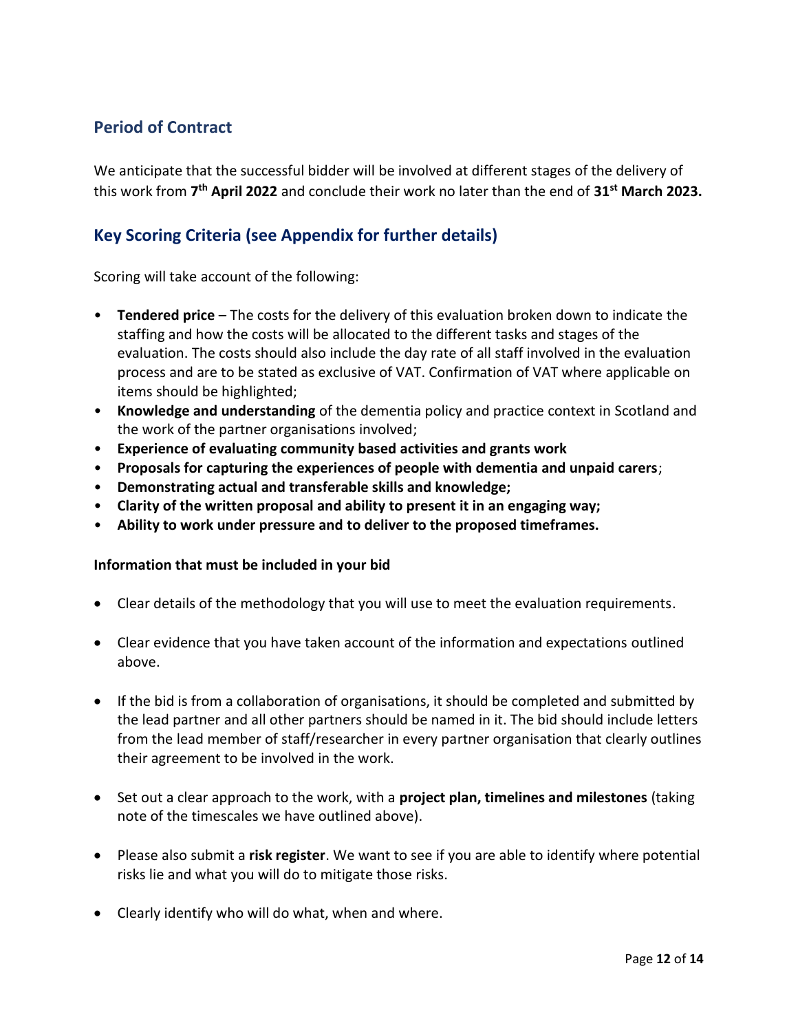## Period of Contract

We anticipate that the successful bidder will be involved at different stages of the delivery of this work from **7th April 2022** and conclude their work no later than the end of **31st March 2023.**

## Key Scoring Criteria (see Appendix for further details)

Scoring will take account of the following:

- **Tendered price** – The costs for the delivery of this evaluation broken down to indicate the staffing and how the costs will be allocated to the different tasks and stages of the evaluation. The costs should also include the day rate of all staff involved in the evaluation process and are to be stated as exclusive of VAT. Confirmation of VAT where applicable on items should be highlighted;
- **Knowledge and understanding** of the dementia policy and practice context in Scotland and the work of the partner organisations involved;
- **Experience of evaluating community based activities and grants work**
- **Proposals for capturing the experiences of people with dementia and unpaid carers**;
- **Demonstrating actual and transferable skills and knowledge;**
- **Clarity of the written proposal and ability to present it in an engaging way;**
- **Ability to work under pressure and to deliver to the proposed timeframes.**

**Information that must be included in your bid**

- Clear details of the methodology that you will use to meet the evaluation requirements.
- Clear evidence that you have taken account of the information and expectations outlined above.
- If the bid is from a collaboration of organisations, it should be completed and submitted by the lead partner and all other partners should be named in it. The bid should include letters from the lead member of staff/researcher in every partner organisation that clearly outlines their agreement to be involved in the work.
- Set out a clear approach to the work, with a **project plan, timelines and milestones** (taking note of the timescales we have outlined above).
- Please also submit a **risk register**. We want to see if you are able to identify where potential risks lie and what you will do to mitigate those risks.
- Clearly identify who will do what, when and where.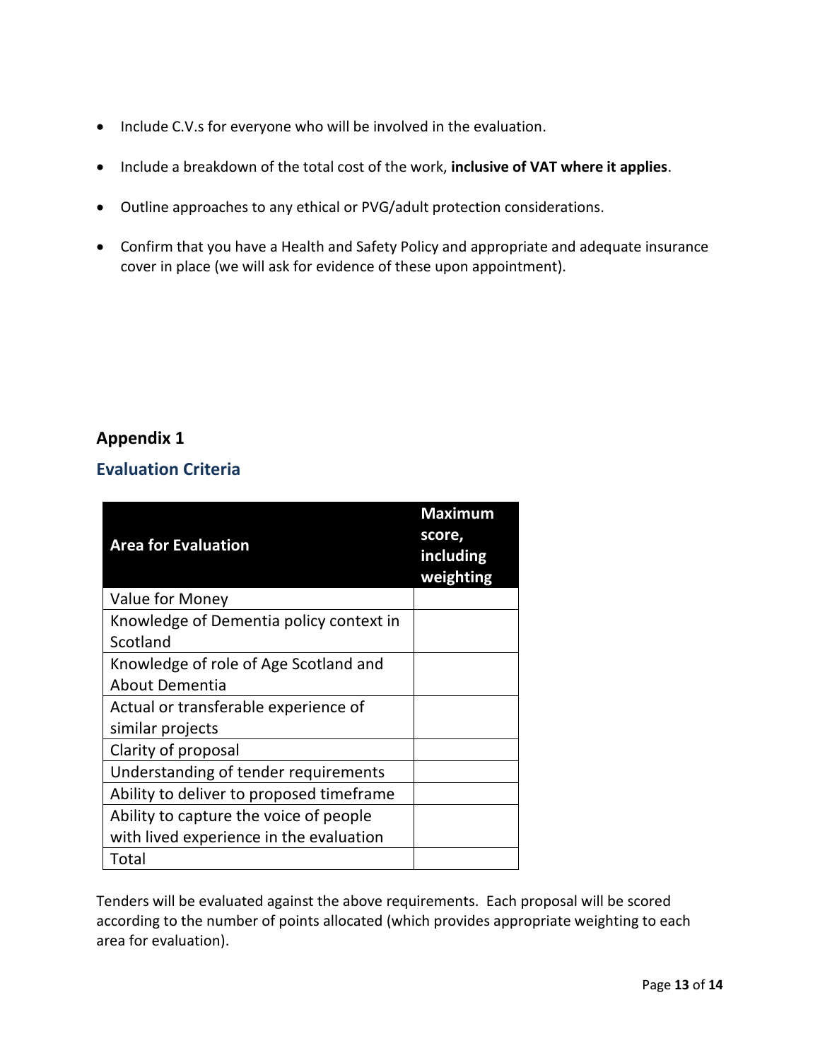- Include C.V.s for everyone who will be involved in the evaluation.
- Include a breakdown of the total cost of the work, **inclusive of VAT where it applies**.
- Outline approaches to any ethical or PVG/adult protection considerations.
- Confirm that you have a Health and Safety Policy and appropriate and adequate insurance cover in place (we will ask for evidence of these upon appointment).

## Appendix 1

### Evaluation Criteria

| Area for Evaluation | Maximum score, including weighting |
|---|---|
| Value for Money | |
| Knowledge of Dementia policy context in Scotland | |
| Knowledge of role of Age Scotland and About Dementia | |
| Actual or transferable experience of similar projects | |
| Clarity of proposal | |
| Understanding of tender requirements | |
| Ability to deliver to proposed timeframe | |
| Ability to capture the voice of people with lived experience in the evaluation | |
| Total | |

Tenders will be evaluated against the above requirements. Each proposal will be scored according to the number of points allocated (which provides appropriate weighting to each area for evaluation).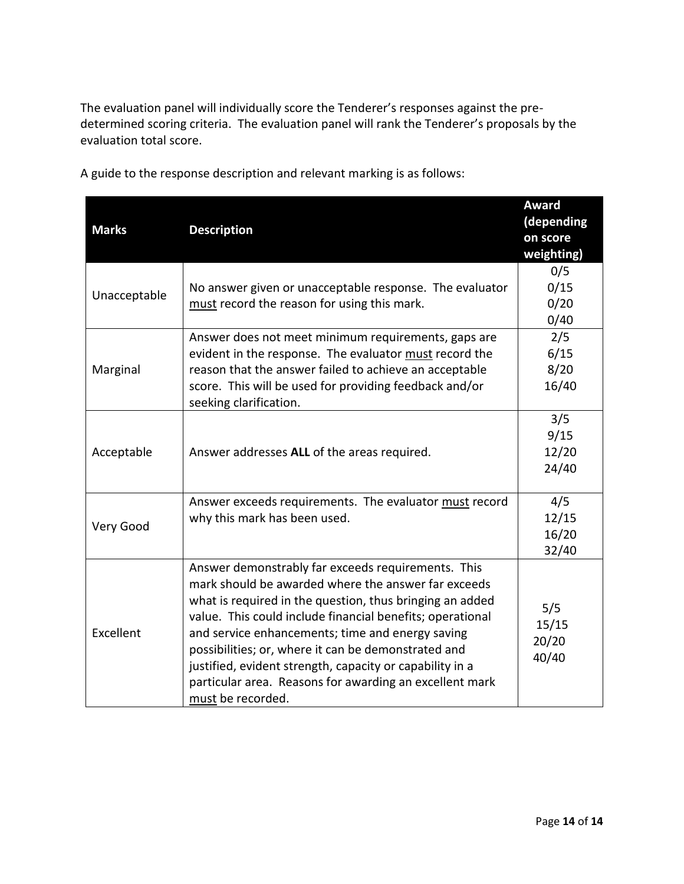The evaluation panel will individually score the Tenderer's responses against the pre-determined scoring criteria. The evaluation panel will rank the Tenderer's proposals by the evaluation total score.

A guide to the response description and relevant marking is as follows:

| Marks | Description | Award (depending on score weighting) |
|---|---|---|
| Unacceptable | No answer given or unacceptable response. The evaluator must record the reason for using this mark. | 0/5<br>0/15<br>0/20<br>0/40 |
| Marginal | Answer does not meet minimum requirements, gaps are evident in the response. The evaluator must record the reason that the answer failed to achieve an acceptable score. This will be used for providing feedback and/or seeking clarification. | 2/5<br>6/15<br>8/20<br>16/40 |
| Acceptable | Answer addresses **ALL** of the areas required. | 3/5<br>9/15<br>12/20<br>24/40 |
| Very Good | Answer exceeds requirements. The evaluator must record why this mark has been used. | 4/5<br>12/15<br>16/20<br>32/40 |
| Excellent | Answer demonstrably far exceeds requirements. This mark should be awarded where the answer far exceeds what is required in the question, thus bringing an added value. This could include financial benefits; operational and service enhancements; time and energy saving possibilities; or, where it can be demonstrated and justified, evident strength, capacity or capability in a particular area. Reasons for awarding an excellent mark must be recorded. | 5/5<br>15/15<br>20/20<br>40/40 |